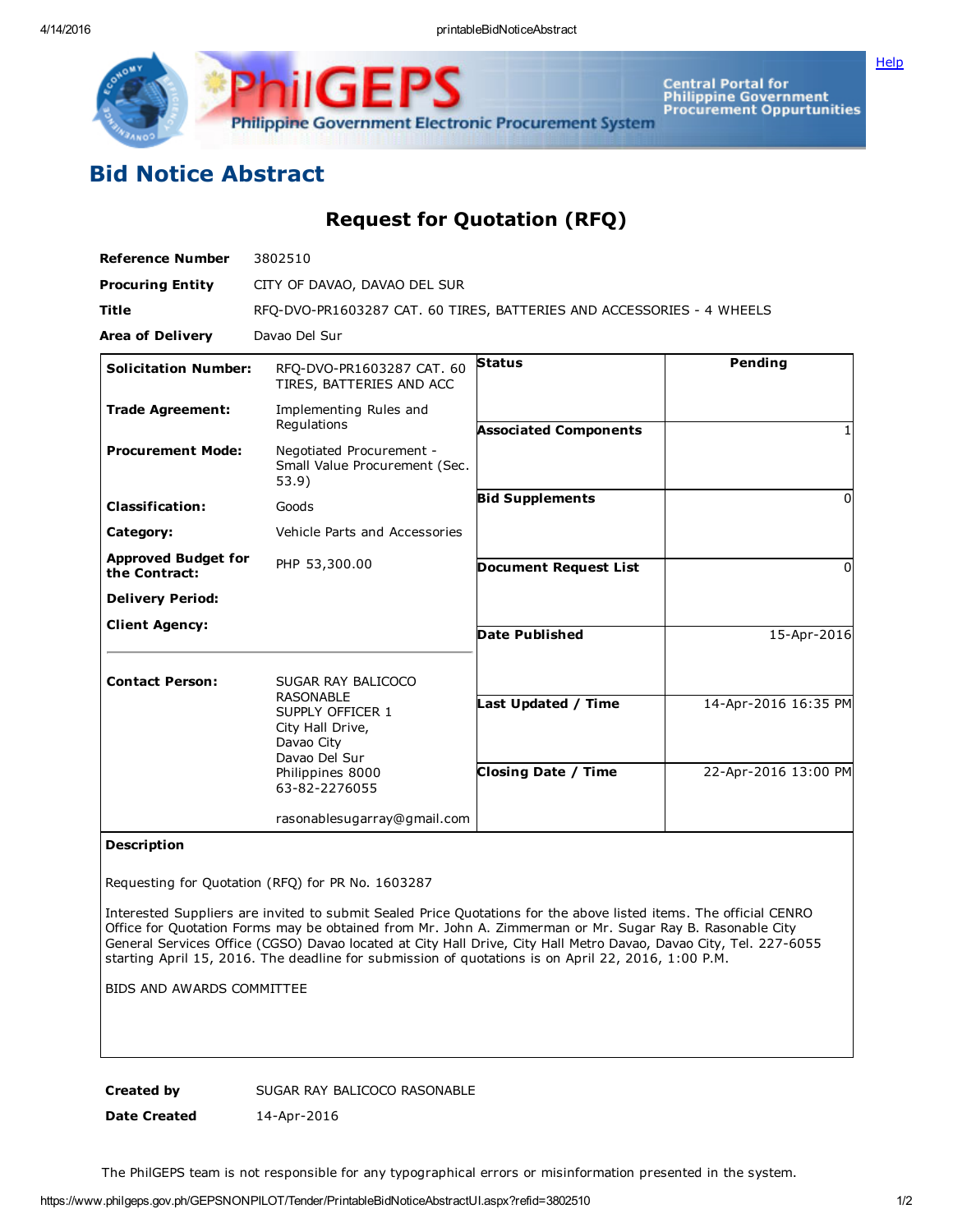# Bid Notice Abstract

## Request for Quotation (RFQ)

| | |
|---|---|
| **Reference Number** | 3802510 |
| **Procuring Entity** | CITY OF DAVAO, DAVAO DEL SUR |
| **Title** | RFQ-DVO-PR1603287 CAT. 60 TIRES, BATTERIES AND ACCESSORIES - 4 WHEELS |
| **Area of Delivery** | Davao Del Sur |

| | | | |
|---|---|---|---|
| **Solicitation Number:** | RFQ-DVO-PR1603287 CAT. 60 TIRES, BATTERIES AND ACC | **Status** | Pending |
| **Trade Agreement:** | Implementing Rules and Regulations | **Associated Components** | 1 |
| **Procurement Mode:** | Negotiated Procurement - Small Value Procurement (Sec. 53.9) | **Bid Supplements** | 0 |
| **Classification:** | Goods | **Document Request List** | 0 |
| **Category:** | Vehicle Parts and Accessories | **Date Published** | 15-Apr-2016 |
| **Approved Budget for the Contract:** | PHP 53,300.00 | **Last Updated / Time** | 14-Apr-2016 16:35 PM |
| **Delivery Period:** | | **Closing Date / Time** | 22-Apr-2016 13:00 PM |
| **Client Agency:** | | | |
| **Contact Person:** | SUGAR RAY BALICOCO RASONABLE<br>SUPPLY OFFICER 1<br>City Hall Drive,<br>Davao City<br>Davao Del Sur<br>Philippines 8000<br>63-82-2276055<br><br>rasonablesugarray@gmail.com | | |

**Description**

Requesting for Quotation (RFQ) for PR No. 1603287

Interested Suppliers are invited to submit Sealed Price Quotations for the above listed items. The official CENRO Office for Quotation Forms may be obtained from Mr. John A. Zimmerman or Mr. Sugar Ray B. Rasonable City General Services Office (CGSO) Davao located at City Hall Drive, City Hall Metro Davao, Davao City, Tel. 227-6055 starting April 15, 2016. The deadline for submission of quotations is on April 22, 2016, 1:00 P.M.

BIDS AND AWARDS COMMITTEE

| | |
|---|---|
| **Created by** | SUGAR RAY BALICOCO RASONABLE |
| **Date Created** | 14-Apr-2016 |

The PhilGEPS team is not responsible for any typographical errors or misinformation presented in the system.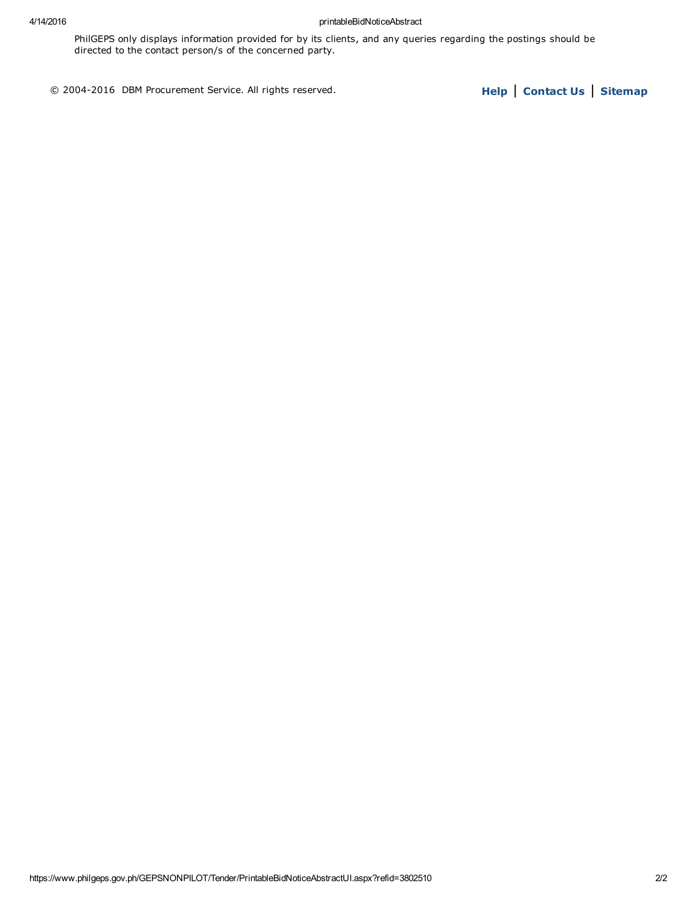PhilGEPS only displays information provided for by its clients, and any queries regarding the postings should be directed to the contact person/s of the concerned party.

© 2004-2016 DBM Procurement Service. All rights reserved.

**Help** | **Contact Us** | **Sitemap**